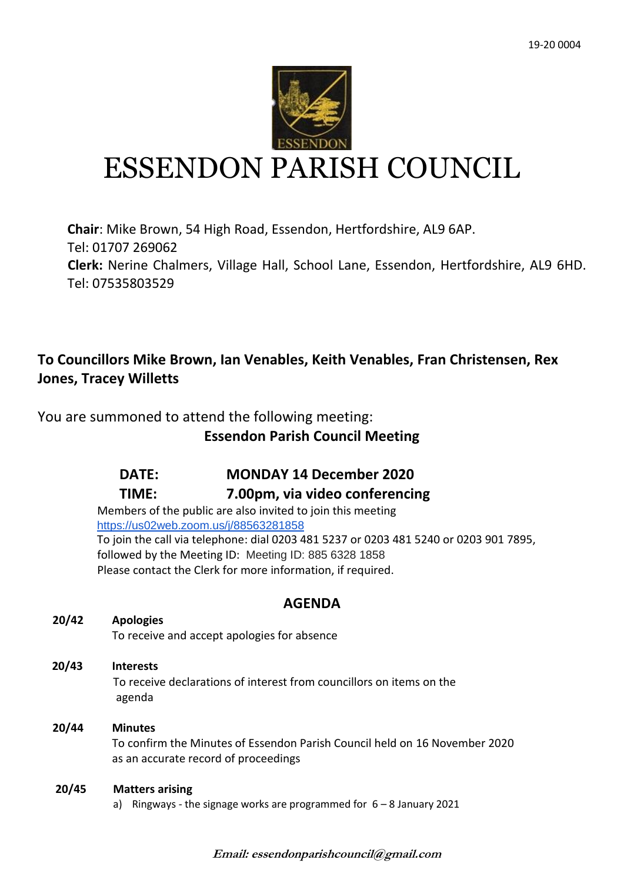19-20 0004

# ESSENDON PARISH COUNCIL

**Chair**: Mike Brown, 54 High Road, Essendon, Hertfordshire, AL9 6AP.
Tel: 01707 269062
**Clerk:** Nerine Chalmers, Village Hall, School Lane, Essendon, Hertfordshire, AL9 6HD.
Tel: 07535803529

**To Councillors Mike Brown, Ian Venables, Keith Venables, Fran Christensen, Rex Jones, Tracey Willetts**

You are summoned to attend the following meeting:

**Essendon Parish Council Meeting**

**DATE:** **MONDAY 14 December 2020**

**TIME:** **7.00pm, via video conferencing**

Members of the public are also invited to join this meeting
https://us02web.zoom.us/j/88563281858
To join the call via telephone: dial 0203 481 5237 or 0203 481 5240 or 0203 901 7895, followed by the Meeting ID: Meeting ID: 885 6328 1858
Please contact the Clerk for more information, if required.

## AGENDA

**20/42** **Apologies**
To receive and accept apologies for absence

**20/43** **Interests**
To receive declarations of interest from councillors on items on the agenda

**20/44** **Minutes**
To confirm the Minutes of Essendon Parish Council held on 16 November 2020 as an accurate record of proceedings

**20/45** **Matters arising**

a) Ringways - the signage works are programmed for 6 – 8 January 2021

*Email: essendonparishcouncil@gmail.com*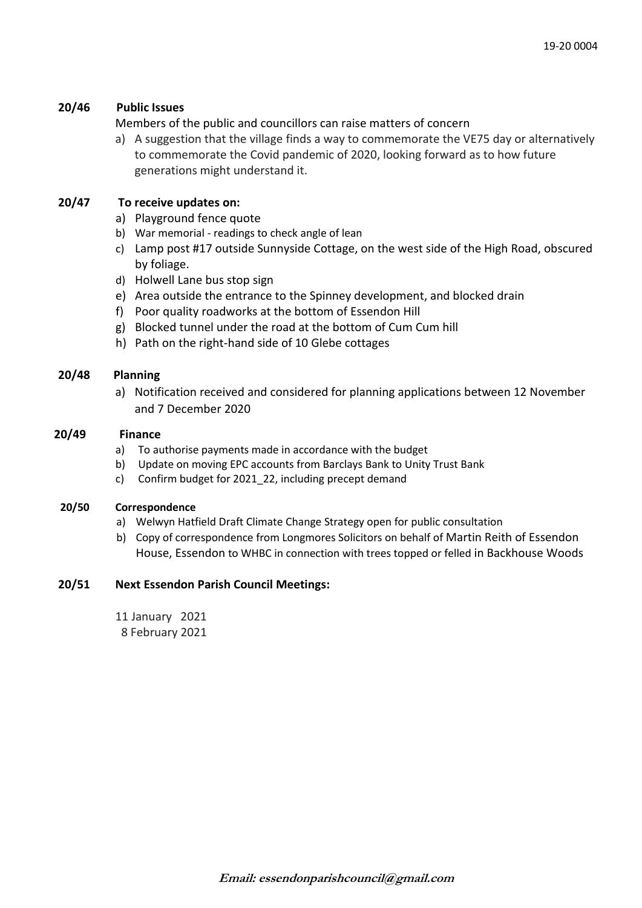**20/46 Public Issues**

Members of the public and councillors can raise matters of concern

a) A suggestion that the village finds a way to commemorate the VE75 day or alternatively to commemorate the Covid pandemic of 2020, looking forward as to how future generations might understand it.

**20/47 To receive updates on:**

a) Playground fence quote
b) War memorial - readings to check angle of lean
c) Lamp post #17 outside Sunnyside Cottage, on the west side of the High Road, obscured by foliage.
d) Holwell Lane bus stop sign
e) Area outside the entrance to the Spinney development, and blocked drain
f) Poor quality roadworks at the bottom of Essendon Hill
g) Blocked tunnel under the road at the bottom of Cum Cum hill
h) Path on the right-hand side of 10 Glebe cottages

**20/48 Planning**

a) Notification received and considered for planning applications between 12 November and 7 December 2020

**20/49 Finance**

a) To authorise payments made in accordance with the budget
b) Update on moving EPC accounts from Barclays Bank to Unity Trust Bank
c) Confirm budget for 2021_22, including precept demand

**20/50 Correspondence**

a) Welwyn Hatfield Draft Climate Change Strategy open for public consultation
b) Copy of correspondence from Longmores Solicitors on behalf of Martin Reith of Essendon House, Essendon to WHBC in connection with trees topped or felled in Backhouse Woods

**20/51 Next Essendon Parish Council Meetings:**

11 January 2021
8 February 2021

***Email: essendonparishcouncil@gmail.com***